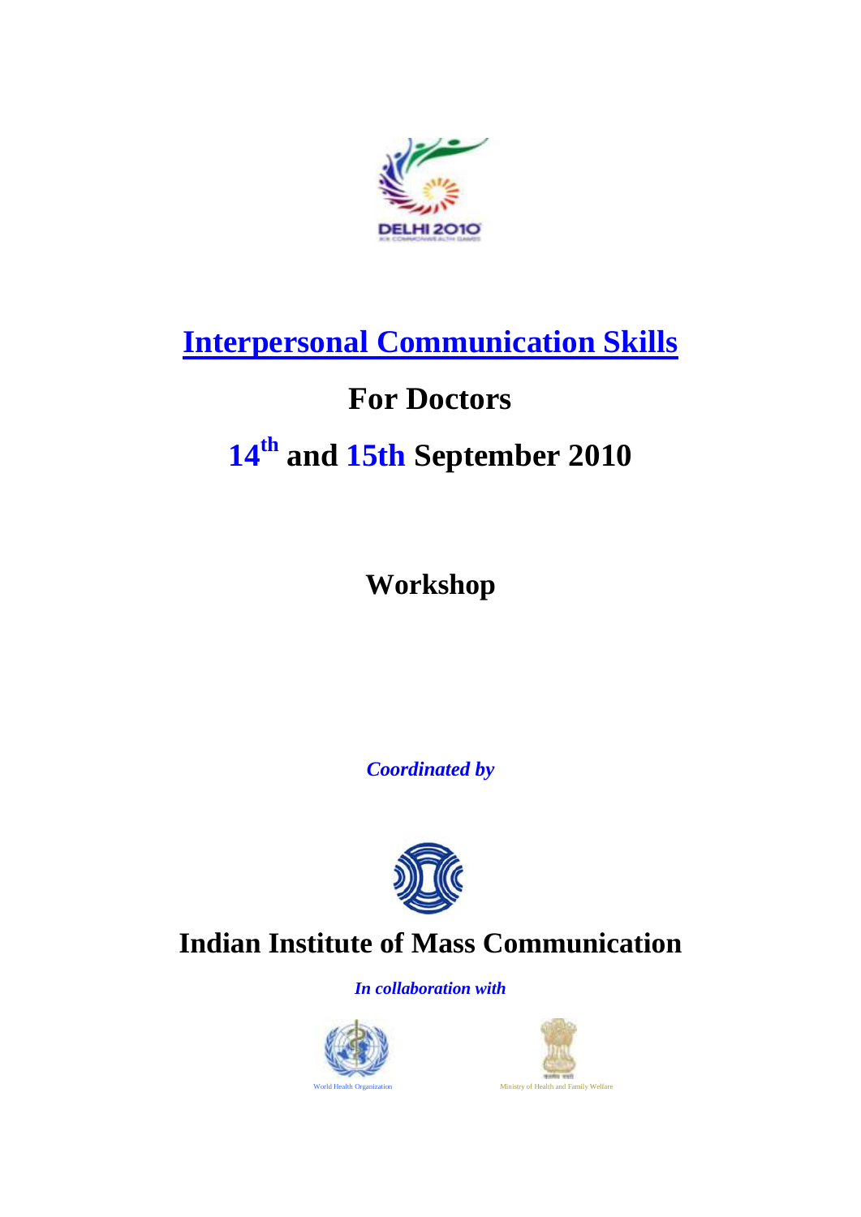DELHI 2010

# Interpersonal Communication Skills

# For Doctors

# 14th and 15th September 2010

## Workshop

***Coordinated by***

## Indian Institute of Mass Communication

***In collaboration with***

World Health Organization

Ministry of Health and Family Welfare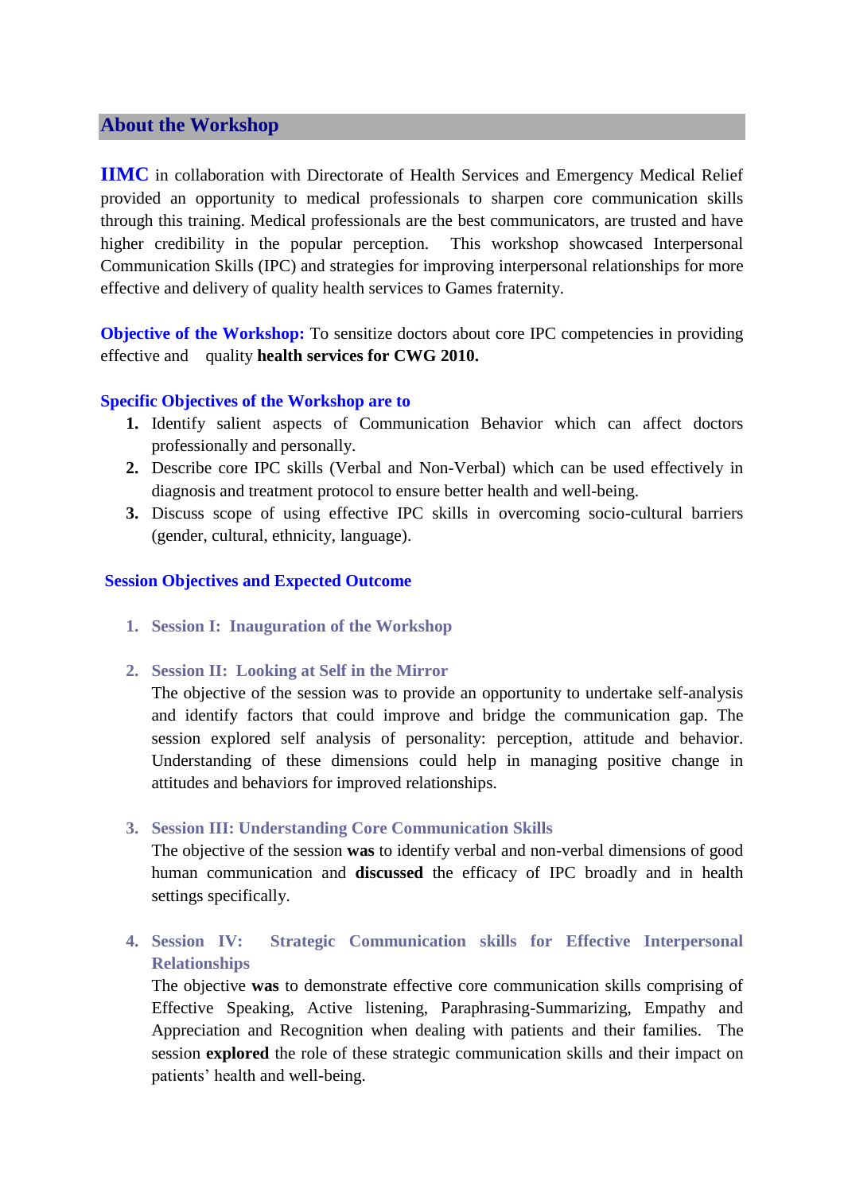## About the Workshop

**IIMC** in collaboration with Directorate of Health Services and Emergency Medical Relief provided an opportunity to medical professionals to sharpen core communication skills through this training. Medical professionals are the best communicators, are trusted and have higher credibility in the popular perception. This workshop showcased Interpersonal Communication Skills (IPC) and strategies for improving interpersonal relationships for more effective and delivery of quality health services to Games fraternity.

**Objective of the Workshop:** To sensitize doctors about core IPC competencies in providing effective and quality **health services for CWG 2010.**

### Specific Objectives of the Workshop are to

1. Identify salient aspects of Communication Behavior which can affect doctors professionally and personally.
2. Describe core IPC skills (Verbal and Non-Verbal) which can be used effectively in diagnosis and treatment protocol to ensure better health and well-being.
3. Discuss scope of using effective IPC skills in overcoming socio-cultural barriers (gender, cultural, ethnicity, language).

### Session Objectives and Expected Outcome

1. **Session I: Inauguration of the Workshop**

2. **Session II: Looking at Self in the Mirror**
   The objective of the session was to provide an opportunity to undertake self-analysis and identify factors that could improve and bridge the communication gap. The session explored self analysis of personality: perception, attitude and behavior. Understanding of these dimensions could help in managing positive change in attitudes and behaviors for improved relationships.

3. **Session III: Understanding Core Communication Skills**
   The objective of the session **was** to identify verbal and non-verbal dimensions of good human communication and **discussed** the efficacy of IPC broadly and in health settings specifically.

4. **Session IV: Strategic Communication skills for Effective Interpersonal Relationships**
   The objective **was** to demonstrate effective core communication skills comprising of Effective Speaking, Active listening, Paraphrasing-Summarizing, Empathy and Appreciation and Recognition when dealing with patients and their families. The session **explored** the role of these strategic communication skills and their impact on patients' health and well-being.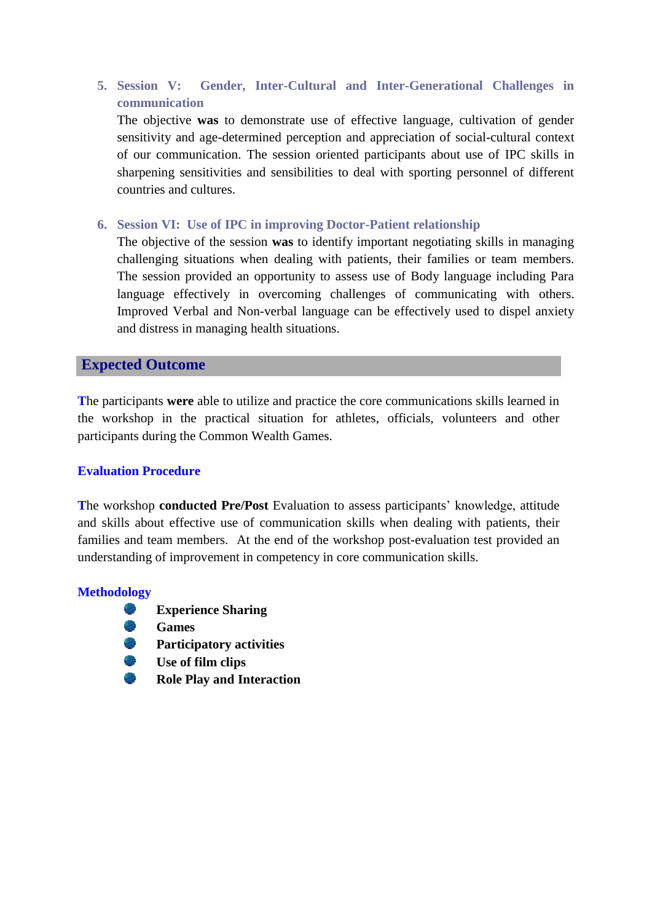5. **Session V: Gender, Inter-Cultural and Inter-Generational Challenges in communication**
   The objective **was** to demonstrate use of effective language, cultivation of gender sensitivity and age-determined perception and appreciation of social-cultural context of our communication. The session oriented participants about use of IPC skills in sharpening sensitivities and sensibilities to deal with sporting personnel of different countries and cultures.

6. **Session VI: Use of IPC in improving Doctor-Patient relationship**
   The objective of the session **was** to identify important negotiating skills in managing challenging situations when dealing with patients, their families or team members. The session provided an opportunity to assess use of Body language including Para language effectively in overcoming challenges of communicating with others. Improved Verbal and Non-verbal language can be effectively used to dispel anxiety and distress in managing health situations.

## Expected Outcome

The participants **were** able to utilize and practice the core communications skills learned in the workshop in the practical situation for athletes, officials, volunteers and other participants during the Common Wealth Games.

### Evaluation Procedure

The workshop **conducted Pre/Post** Evaluation to assess participants' knowledge, attitude and skills about effective use of communication skills when dealing with patients, their families and team members. At the end of the workshop post-evaluation test provided an understanding of improvement in competency in core communication skills.

### Methodology

- **Experience Sharing**
- **Games**
- **Participatory activities**
- **Use of film clips**
- **Role Play and Interaction**